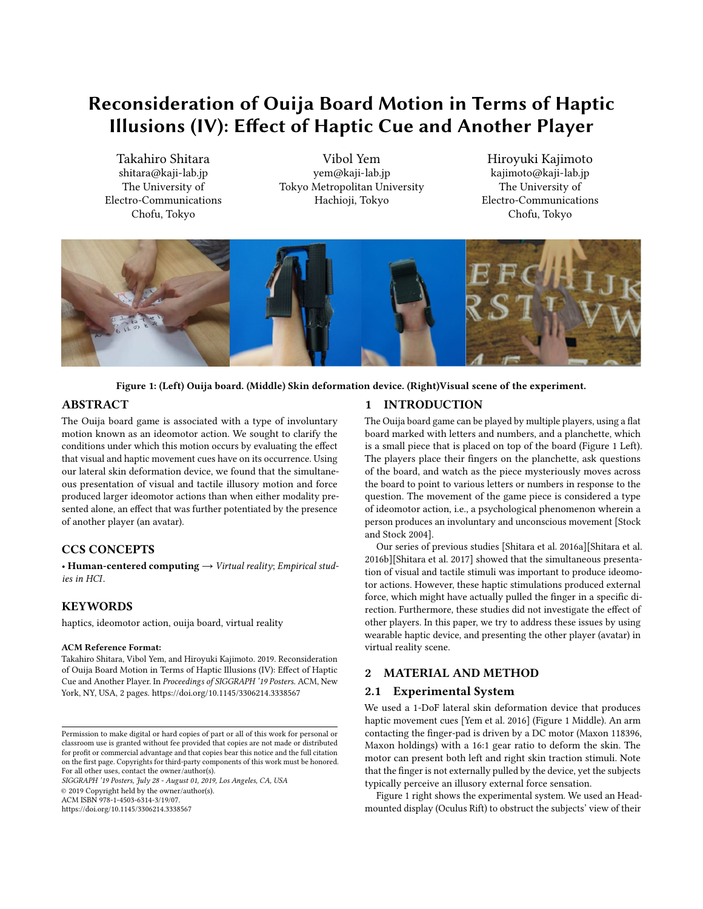# Reconsideration of Ouija Board Motion in Terms of Haptic Illusions (IV): Effect of Haptic Cue and Another Player

Takahiro Shitara
shitara@kaji-lab.jp
The University of Electro-Communications
Chofu, Tokyo

Vibol Yem
yem@kaji-lab.jp
Tokyo Metropolitan University
Hachioji, Tokyo

Hiroyuki Kajimoto
kajimoto@kaji-lab.jp
The University of Electro-Communications
Chofu, Tokyo

**Figure 1: (Left) Ouija board. (Middle) Skin deformation device. (Right)Visual scene of the experiment.**

## ABSTRACT

The Ouija board game is associated with a type of involuntary motion known as an ideomotor action. We sought to clarify the conditions under which this motion occurs by evaluating the effect that visual and haptic movement cues have on its occurrence. Using our lateral skin deformation device, we found that the simultaneous presentation of visual and tactile illusory motion and force produced larger ideomotor actions than when either modality presented alone, an effect that was further potentiated by the presence of another player (an avatar).

## CCS CONCEPTS

• **Human-centered computing** → *Virtual reality*; *Empirical studies in HCI*.

## KEYWORDS

haptics, ideomotor action, ouija board, virtual reality

#### ACM Reference Format:

Takahiro Shitara, Vibol Yem, and Hiroyuki Kajimoto. 2019. Reconsideration of Ouija Board Motion in Terms of Haptic Illusions (IV): Effect of Haptic Cue and Another Player. In *Proceedings of SIGGRAPH '19 Posters.* ACM, New York, NY, USA, 2 pages. https://doi.org/10.1145/3306214.3338567

Permission to make digital or hard copies of part or all of this work for personal or classroom use is granted without fee provided that copies are not made or distributed for profit or commercial advantage and that copies bear this notice and the full citation on the first page. Copyrights for third-party components of this work must be honored. For all other uses, contact the owner/author(s).
*SIGGRAPH '19 Posters, July 28 - August 01, 2019, Los Angeles, CA, USA*
© 2019 Copyright held by the owner/author(s).
ACM ISBN 978-1-4503-6314-3/19/07.
https://doi.org/10.1145/3306214.3338567

## 1 INTRODUCTION

The Ouija board game can be played by multiple players, using a flat board marked with letters and numbers, and a planchette, which is a small piece that is placed on top of the board (Figure 1 Left). The players place their fingers on the planchette, ask questions of the board, and watch as the piece mysteriously moves across the board to point to various letters or numbers in response to the question. The movement of the game piece is considered a type of ideomotor action, i.e., a psychological phenomenon wherein a person produces an involuntary and unconscious movement [Stock and Stock 2004].

Our series of previous studies [Shitara et al. 2016a][Shitara et al. 2016b][Shitara et al. 2017] showed that the simultaneous presentation of visual and tactile stimuli was important to produce ideomotor actions. However, these haptic stimulations produced external force, which might have actually pulled the finger in a specific direction. Furthermore, these studies did not investigate the effect of other players. In this paper, we try to address these issues by using wearable haptic device, and presenting the other player (avatar) in virtual reality scene.

## 2 MATERIAL AND METHOD

### 2.1 Experimental System

We used a 1-DoF lateral skin deformation device that produces haptic movement cues [Yem et al. 2016] (Figure 1 Middle). An arm contacting the finger-pad is driven by a DC motor (Maxon 118396, Maxon holdings) with a 16:1 gear ratio to deform the skin. The motor can present both left and right skin traction stimuli. Note that the finger is not externally pulled by the device, yet the subjects typically perceive an illusory external force sensation.

Figure 1 right shows the experimental system. We used an Head-mounted display (Oculus Rift) to obstruct the subjects' view of their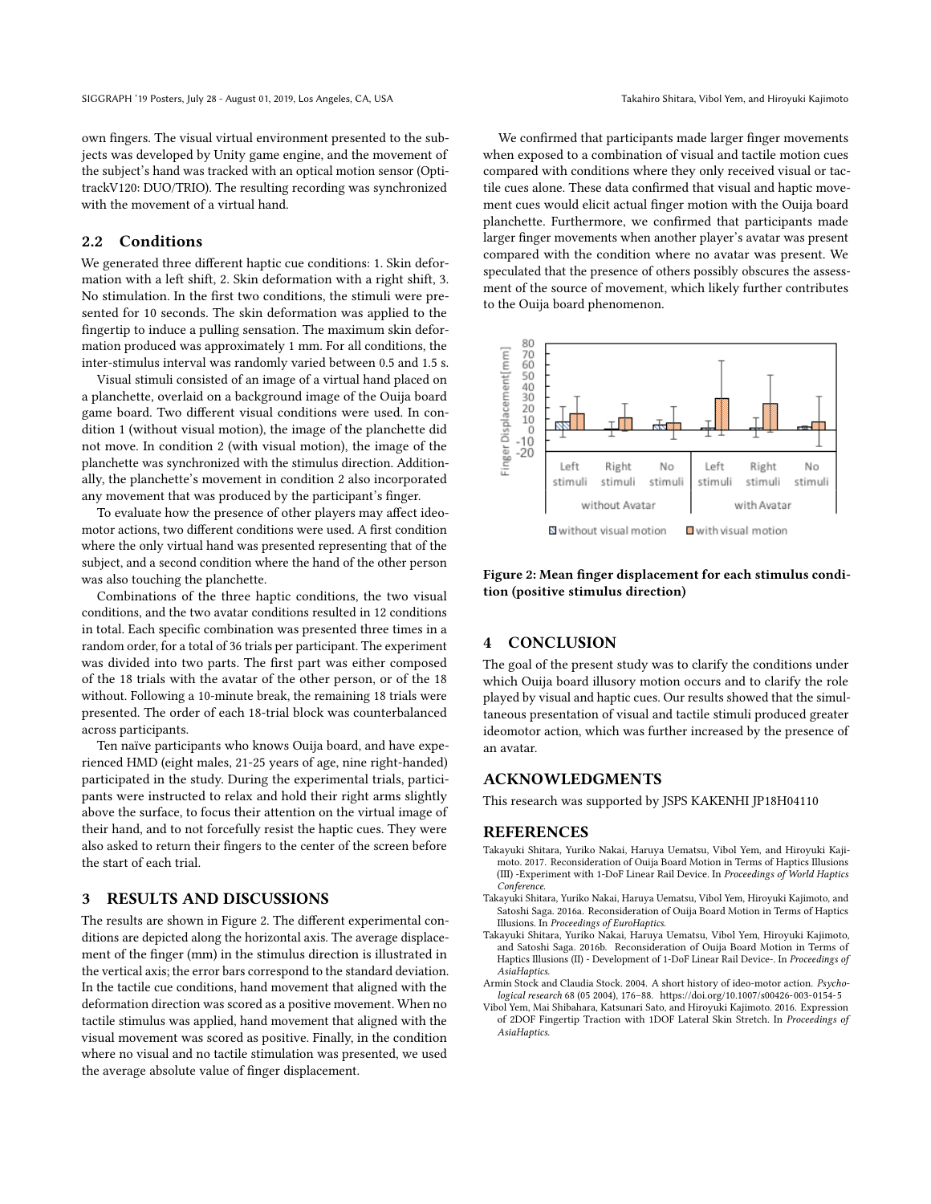own fingers. The visual virtual environment presented to the subjects was developed by Unity game engine, and the movement of the subject's hand was tracked with an optical motion sensor (OptitrackV120: DUO/TRIO). The resulting recording was synchronized with the movement of a virtual hand.

## 2.2 Conditions

We generated three different haptic cue conditions: 1. Skin deformation with a left shift, 2. Skin deformation with a right shift, 3. No stimulation. In the first two conditions, the stimuli were presented for 10 seconds. The skin deformation was applied to the fingertip to induce a pulling sensation. The maximum skin deformation produced was approximately 1 mm. For all conditions, the inter-stimulus interval was randomly varied between 0.5 and 1.5 s.

Visual stimuli consisted of an image of a virtual hand placed on a planchette, overlaid on a background image of the Ouija board game board. Two different visual conditions were used. In condition 1 (without visual motion), the image of the planchette did not move. In condition 2 (with visual motion), the image of the planchette was synchronized with the stimulus direction. Additionally, the planchette's movement in condition 2 also incorporated any movement that was produced by the participant's finger.

To evaluate how the presence of other players may affect ideomotor actions, two different conditions were used. A first condition where the only virtual hand was presented representing that of the subject, and a second condition where the hand of the other person was also touching the planchette.

Combinations of the three haptic conditions, the two visual conditions, and the two avatar conditions resulted in 12 conditions in total. Each specific combination was presented three times in a random order, for a total of 36 trials per participant. The experiment was divided into two parts. The first part was either composed of the 18 trials with the avatar of the other person, or of the 18 without. Following a 10-minute break, the remaining 18 trials were presented. The order of each 18-trial block was counterbalanced across participants.

Ten naïve participants who knows Ouija board, and have experienced HMD (eight males, 21-25 years of age, nine right-handed) participated in the study. During the experimental trials, participants were instructed to relax and hold their right arms slightly above the surface, to focus their attention on the virtual image of their hand, and to not forcefully resist the haptic cues. They were also asked to return their fingers to the center of the screen before the start of each trial.

# 3 RESULTS AND DISCUSSIONS

The results are shown in Figure 2. The different experimental conditions are depicted along the horizontal axis. The average displacement of the finger (mm) in the stimulus direction is illustrated in the vertical axis; the error bars correspond to the standard deviation. In the tactile cue conditions, hand movement that aligned with the deformation direction was scored as a positive movement. When no tactile stimulus was applied, hand movement that aligned with the visual movement was scored as positive. Finally, in the condition where no visual and no tactile stimulation was presented, we used the average absolute value of finger displacement.

We confirmed that participants made larger finger movements when exposed to a combination of visual and tactile motion cues compared with conditions where they only received visual or tactile cues alone. These data confirmed that visual and haptic movement cues would elicit actual finger motion with the Ouija board planchette. Furthermore, we confirmed that participants made larger finger movements when another player's avatar was present compared with the condition where no avatar was present. We speculated that the presence of others possibly obscures the assessment of the source of movement, which likely further contributes to the Ouija board phenomenon.

Finger Displacement[mm]
80
70
60
50
40
30
20
10
0
-10
-20
Left stimuli | Right stimuli | No stimuli | Left stimuli | Right stimuli | No stimuli
without Avatar | with Avatar
without visual motion | with visual motion

**Figure 2: Mean finger displacement for each stimulus condition (positive stimulus direction)**

# 4 CONCLUSION

The goal of the present study was to clarify the conditions under which Ouija board illusory motion occurs and to clarify the role played by visual and haptic cues. Our results showed that the simultaneous presentation of visual and tactile stimuli produced greater ideomotor action, which was further increased by the presence of an avatar.

# ACKNOWLEDGMENTS

This research was supported by JSPS KAKENHI JP18H04110

# REFERENCES

Takayuki Shitara, Yuriko Nakai, Haruya Uematsu, Vibol Yem, and Hiroyuki Kajimoto. 2017. Reconsideration of Ouija Board Motion in Terms of Haptics Illusions (III) -Experiment with 1-DoF Linear Rail Device. In *Proceedings of World Haptics Conference*.

Takayuki Shitara, Yuriko Nakai, Haruya Uematsu, Vibol Yem, Hiroyuki Kajimoto, and Satoshi Saga. 2016a. Reconsideration of Ouija Board Motion in Terms of Haptics Illusions. In *Proceedings of EuroHaptics*.

Takayuki Shitara, Yuriko Nakai, Haruya Uematsu, Vibol Yem, Hiroyuki Kajimoto, and Satoshi Saga. 2016b. Reconsideration of Ouija Board Motion in Terms of Haptics Illusions (II) - Development of 1-DoF Linear Rail Device-. In *Proceedings of AsiaHaptics*.

Armin Stock and Claudia Stock. 2004. A short history of ideo-motor action. *Psychological research* 68 (05 2004), 176–88. https://doi.org/10.1007/s00426-003-0154-5

Vibol Yem, Mai Shibahara, Katsunari Sato, and Hiroyuki Kajimoto. 2016. Expression of 2DOF Fingertip Traction with 1DOF Lateral Skin Stretch. In *Proceedings of AsiaHaptics*.